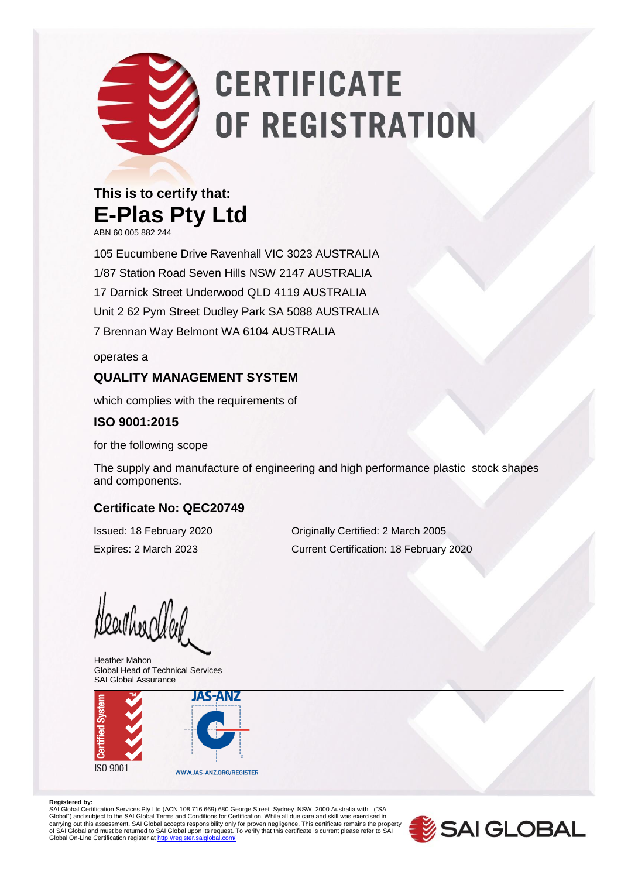# CERTIFICATE OF REGISTRATION

**This is to certify that:**

## E-Plas Pty Ltd

ABN 60 005 882 244

105 Eucumbene Drive Ravenhall VIC 3023 AUSTRALIA
1/87 Station Road Seven Hills NSW 2147 AUSTRALIA
17 Darnick Street Underwood QLD 4119 AUSTRALIA
Unit 2 62 Pym Street Dudley Park SA 5088 AUSTRALIA
7 Brennan Way Belmont WA 6104 AUSTRALIA

operates a

### QUALITY MANAGEMENT SYSTEM

which complies with the requirements of

### ISO 9001:2015

for the following scope

The supply and manufacture of engineering and high performance plastic stock shapes and components.

### Certificate No: QEC20749

Issued: 18 February 2020
Expires: 2 March 2023

Originally Certified: 2 March 2005
Current Certification: 18 February 2020

Heather Mahon
Global Head of Technical Services
SAI Global Assurance

Certified System ISO 9001

JAS-ANZ
WWW.JAS-ANZ.ORG/REGISTER

**Registered by:**
SAI Global Certification Services Pty Ltd (ACN 108 716 669) 680 George Street Sydney NSW 2000 Australia with ("SAI Global") and subject to the SAI Global Terms and Conditions for Certification. While all due care and skill was exercised in carrying out this assessment, SAI Global accepts responsibility only for proven negligence. This certificate remains the property of SAI Global and must be returned to SAI Global upon its request. To verify that this certificate is current please refer to SAI Global On-Line Certification register at http://register.saiglobal.com/

SAI GLOBAL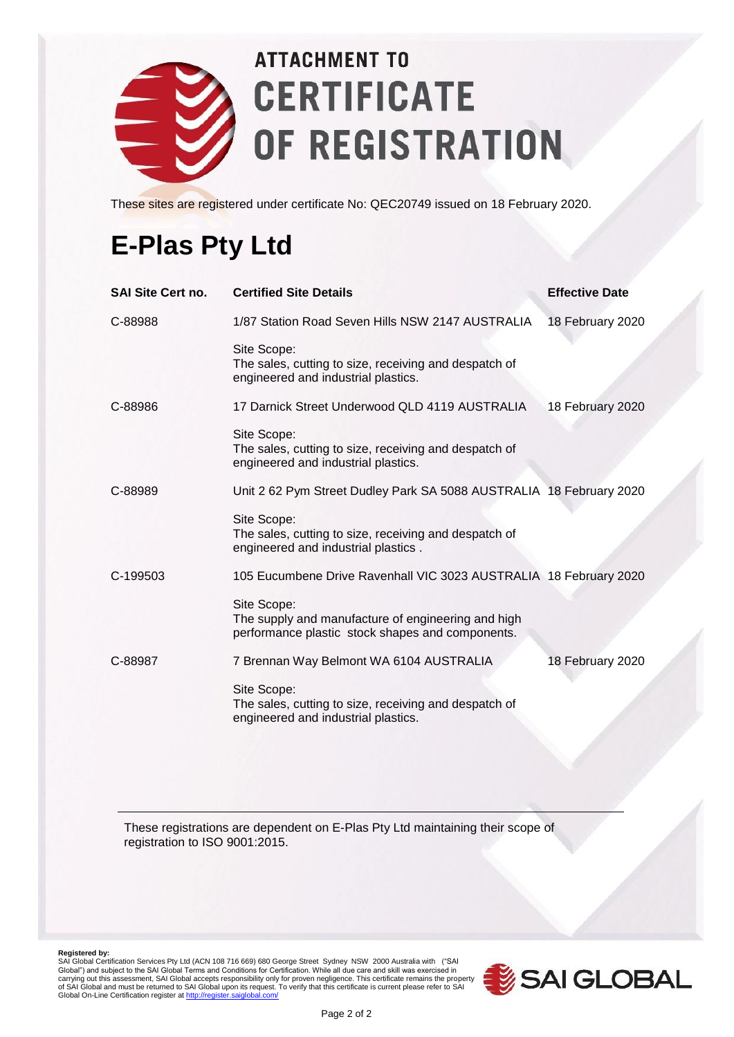# ATTACHMENT TO CERTIFICATE OF REGISTRATION

These sites are registered under certificate No: QEC20749 issued on 18 February 2020.

# E-Plas Pty Ltd

| SAI Site Cert no. | Certified Site Details | Effective Date |
|---|---|---|
| C-88988 | 1/87 Station Road Seven Hills NSW 2147 AUSTRALIA<br><br>Site Scope:<br>The sales, cutting to size, receiving and despatch of engineered and industrial plastics. | 18 February 2020 |
| C-88986 | 17 Darnick Street Underwood QLD 4119 AUSTRALIA<br><br>Site Scope:<br>The sales, cutting to size, receiving and despatch of engineered and industrial plastics. | 18 February 2020 |
| C-88989 | Unit 2 62 Pym Street Dudley Park SA 5088 AUSTRALIA<br><br>Site Scope:<br>The sales, cutting to size, receiving and despatch of engineered and industrial plastics . | 18 February 2020 |
| C-199503 | 105 Eucumbene Drive Ravenhall VIC 3023 AUSTRALIA<br><br>Site Scope:<br>The supply and manufacture of engineering and high performance plastic stock shapes and components. | 18 February 2020 |
| C-88987 | 7 Brennan Way Belmont WA 6104 AUSTRALIA<br><br>Site Scope:<br>The sales, cutting to size, receiving and despatch of engineered and industrial plastics. | 18 February 2020 |

These registrations are dependent on E-Plas Pty Ltd maintaining their scope of registration to ISO 9001:2015.

**Registered by:**
SAI Global Certification Services Pty Ltd (ACN 108 716 669) 680 George Street Sydney NSW 2000 Australia with ("SAI Global") and subject to the SAI Global Terms and Conditions for Certification. While all due care and skill was exercised in carrying out this assessment, SAI Global accepts responsibility only for proven negligence. This certificate remains the property of SAI Global and must be returned to SAI Global upon its request. To verify that this certificate is current please refer to SAI Global On-Line Certification register at http://register.saiglobal.com/

SAI GLOBAL